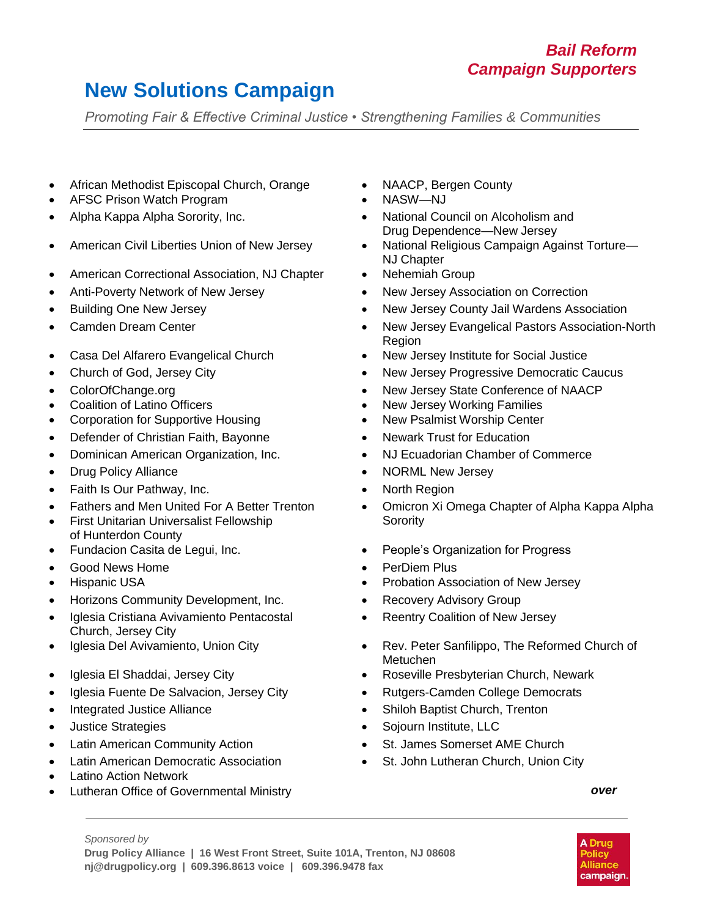*Bail Reform*
*Campaign Supporters*

# New Solutions Campaign

*Promoting Fair & Effective Criminal Justice • Strengthening Families & Communities*

- African Methodist Episcopal Church, Orange
- AFSC Prison Watch Program
- Alpha Kappa Alpha Sorority, Inc.
- American Civil Liberties Union of New Jersey
- American Correctional Association, NJ Chapter
- Anti-Poverty Network of New Jersey
- Building One New Jersey
- Camden Dream Center
- Casa Del Alfarero Evangelical Church
- Church of God, Jersey City
- ColorOfChange.org
- Coalition of Latino Officers
- Corporation for Supportive Housing
- Defender of Christian Faith, Bayonne
- Dominican American Organization, Inc.
- Drug Policy Alliance
- Faith Is Our Pathway, Inc.
- Fathers and Men United For A Better Trenton
- First Unitarian Universalist Fellowship of Hunterdon County
- Fundacion Casita de Legui, Inc.
- Good News Home
- Hispanic USA
- Horizons Community Development, Inc.
- Iglesia Cristiana Avivamiento Pentacostal Church, Jersey City
- Iglesia Del Avivamiento, Union City
- Iglesia El Shaddai, Jersey City
- Iglesia Fuente De Salvacion, Jersey City
- Integrated Justice Alliance
- Justice Strategies
- Latin American Community Action
- Latin American Democratic Association
- Latino Action Network
- Lutheran Office of Governmental Ministry
- NAACP, Bergen County
- NASW—NJ
- National Council on Alcoholism and Drug Dependence—New Jersey
- National Religious Campaign Against Torture—NJ Chapter
- Nehemiah Group
- New Jersey Association on Correction
- New Jersey County Jail Wardens Association
- New Jersey Evangelical Pastors Association-North Region
- New Jersey Institute for Social Justice
- New Jersey Progressive Democratic Caucus
- New Jersey State Conference of NAACP
- New Jersey Working Families
- New Psalmist Worship Center
- Newark Trust for Education
- NJ Ecuadorian Chamber of Commerce
- NORML New Jersey
- North Region
- Omicron Xi Omega Chapter of Alpha Kappa Alpha Sorority
- People's Organization for Progress
- PerDiem Plus
- Probation Association of New Jersey
- Recovery Advisory Group
- Reentry Coalition of New Jersey
- Rev. Peter Sanfilippo, The Reformed Church of Metuchen
- Roseville Presbyterian Church, Newark
- Rutgers-Camden College Democrats
- Shiloh Baptist Church, Trenton
- Sojourn Institute, LLC
- St. James Somerset AME Church
- St. John Lutheran Church, Union City

***over***

*Sponsored by*
**Drug Policy Alliance | 16 West Front Street, Suite 101A, Trenton, NJ 08608**
**nj@drugpolicy.org | 609.396.8613 voice | 609.396.9478 fax**

A Drug Policy Alliance campaign.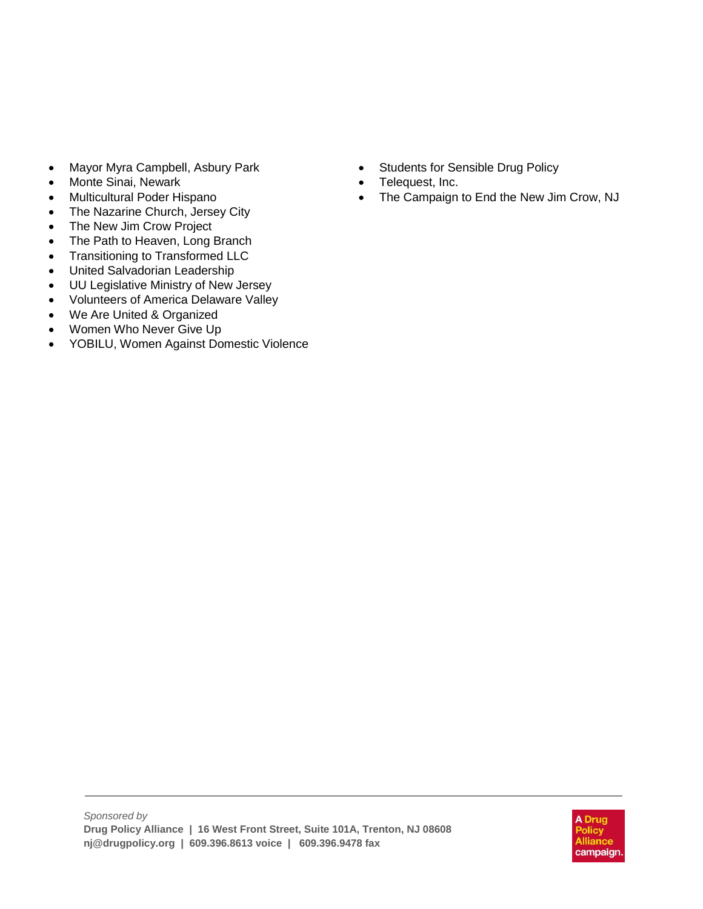- Mayor Myra Campbell, Asbury Park
- Monte Sinai, Newark
- Multicultural Poder Hispano
- The Nazarine Church, Jersey City
- The New Jim Crow Project
- The Path to Heaven, Long Branch
- Transitioning to Transformed LLC
- United Salvadorian Leadership
- UU Legislative Ministry of New Jersey
- Volunteers of America Delaware Valley
- We Are United & Organized
- Women Who Never Give Up
- YOBILU, Women Against Domestic Violence
- Students for Sensible Drug Policy
- Telequest, Inc.
- The Campaign to End the New Jim Crow, NJ

---

*Sponsored by*
**Drug Policy Alliance | 16 West Front Street, Suite 101A, Trenton, NJ 08608**
**nj@drugpolicy.org | 609.396.8613 voice | 609.396.9478 fax**

A Drug Policy Alliance campaign.